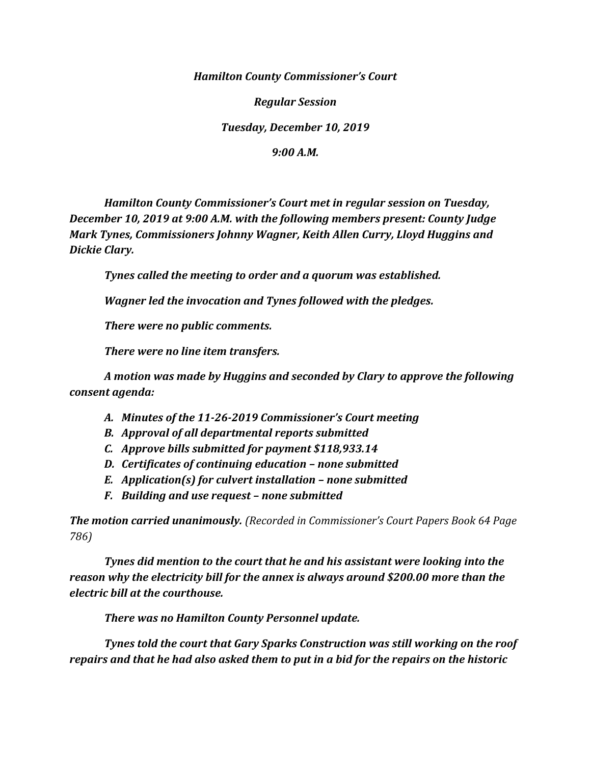***Hamilton County Commissioner's Court***

***Regular Session***

***Tuesday, December 10, 2019***

***9:00 A.M.***

***Hamilton County Commissioner's Court met in regular session on Tuesday, December 10, 2019 at 9:00 A.M. with the following members present: County Judge Mark Tynes, Commissioners Johnny Wagner, Keith Allen Curry, Lloyd Huggins and Dickie Clary.***

***Tynes called the meeting to order and a quorum was established.***

***Wagner led the invocation and Tynes followed with the pledges.***

***There were no public comments.***

***There were no line item transfers.***

***A motion was made by Huggins and seconded by Clary to approve the following consent agenda:***

- ***A. Minutes of the 11-26-2019 Commissioner's Court meeting***
- ***B. Approval of all departmental reports submitted***
- ***C. Approve bills submitted for payment $118,933.14***
- ***D. Certificates of continuing education – none submitted***
- ***E. Application(s) for culvert installation – none submitted***
- ***F. Building and use request – none submitted***

***The motion carried unanimously.*** *(Recorded in Commissioner's Court Papers Book 64 Page 786)*

***Tynes did mention to the court that he and his assistant were looking into the reason why the electricity bill for the annex is always around $200.00 more than the electric bill at the courthouse.***

***There was no Hamilton County Personnel update.***

***Tynes told the court that Gary Sparks Construction was still working on the roof repairs and that he had also asked them to put in a bid for the repairs on the historic***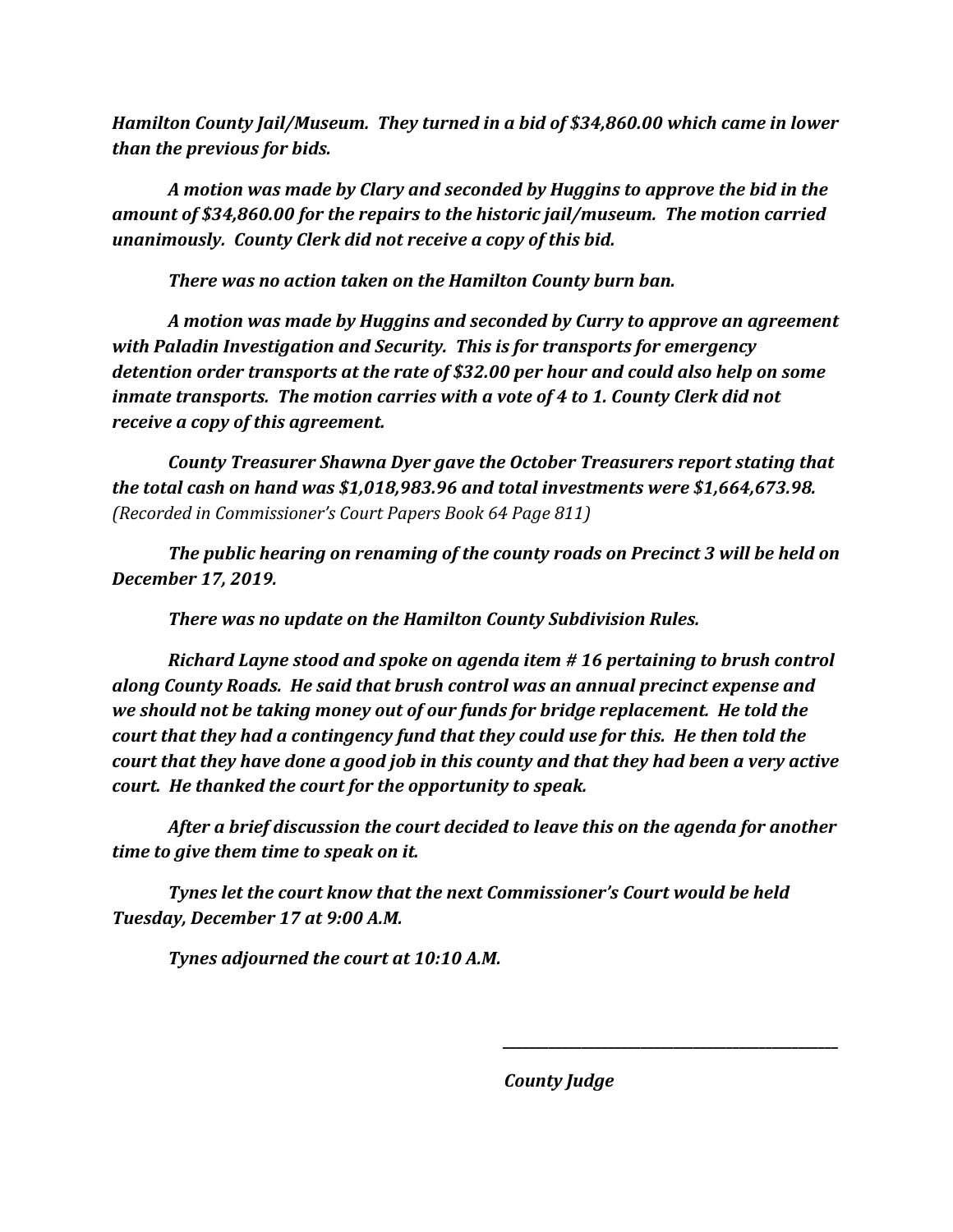*Hamilton County Jail/Museum. They turned in a bid of $34,860.00 which came in lower than the previous for bids.*

*A motion was made by Clary and seconded by Huggins to approve the bid in the amount of $34,860.00 for the repairs to the historic jail/museum. The motion carried unanimously. County Clerk did not receive a copy of this bid.*

*There was no action taken on the Hamilton County burn ban.*

*A motion was made by Huggins and seconded by Curry to approve an agreement with Paladin Investigation and Security. This is for transports for emergency detention order transports at the rate of $32.00 per hour and could also help on some inmate transports. The motion carries with a vote of 4 to 1. County Clerk did not receive a copy of this agreement.*

*County Treasurer Shawna Dyer gave the October Treasurers report stating that the total cash on hand was $1,018,983.96 and total investments were $1,664,673.98.* *(Recorded in Commissioner's Court Papers Book 64 Page 811)*

*The public hearing on renaming of the county roads on Precinct 3 will be held on December 17, 2019.*

*There was no update on the Hamilton County Subdivision Rules.*

*Richard Layne stood and spoke on agenda item # 16 pertaining to brush control along County Roads. He said that brush control was an annual precinct expense and we should not be taking money out of our funds for bridge replacement. He told the court that they had a contingency fund that they could use for this. He then told the court that they have done a good job in this county and that they had been a very active court. He thanked the court for the opportunity to speak.*

*After a brief discussion the court decided to leave this on the agenda for another time to give them time to speak on it.*

*Tynes let the court know that the next Commissioner's Court would be held Tuesday, December 17 at 9:00 A.M.*

*Tynes adjourned the court at 10:10 A.M.*

\_\_\_\_\_\_\_\_\_\_\_\_\_\_\_\_\_\_\_\_\_\_\_\_\_\_\_\_\_\_\_\_\_\_\_\_\_\_\_\_

*County Judge*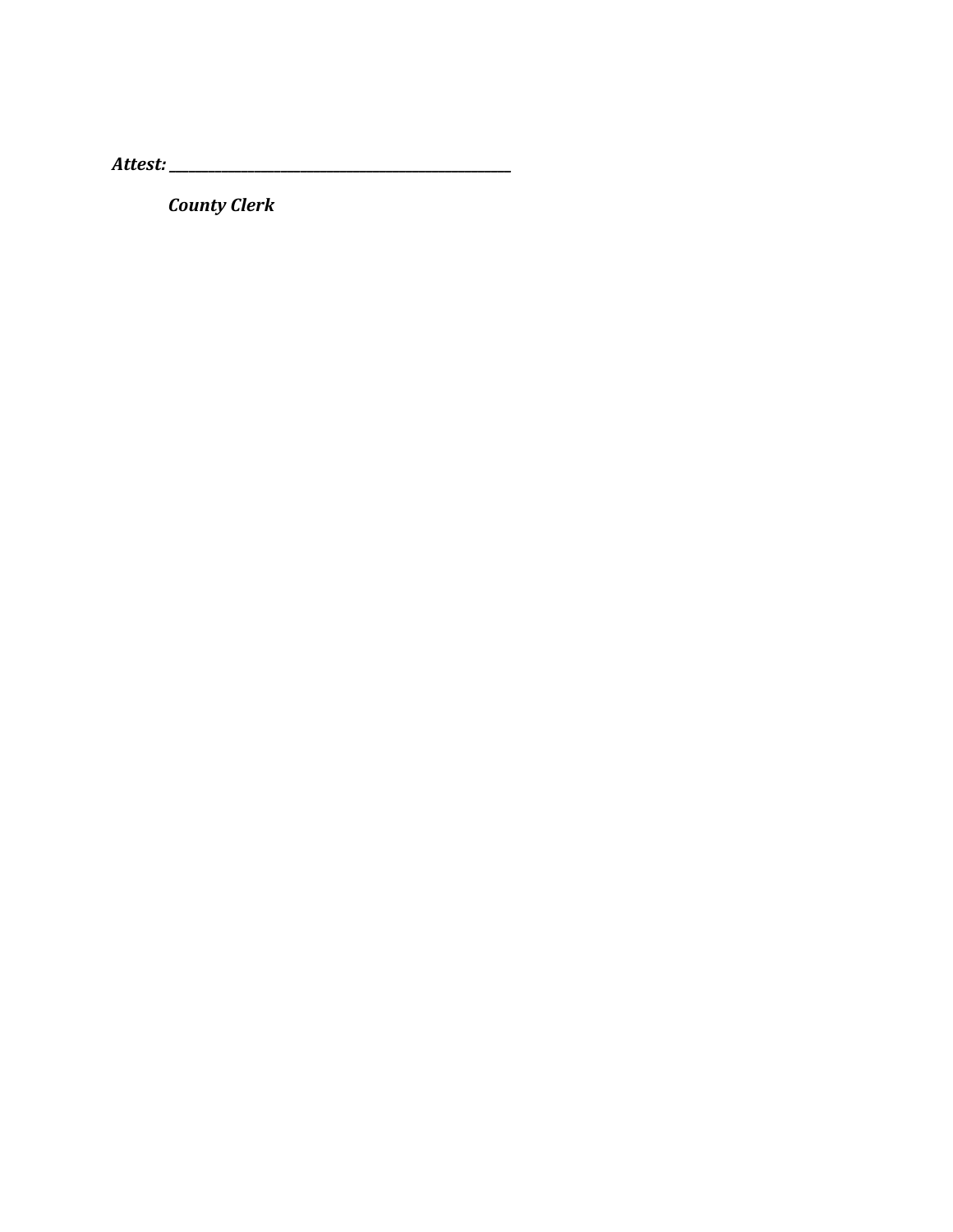***Attest: \_\_\_\_\_\_\_\_\_\_\_\_\_\_\_\_\_\_\_\_\_\_\_\_\_\_\_\_\_\_\_\_\_\_\_\_\_\_\_\_\_\_\_\_\_\_\_\_***

***County Clerk***